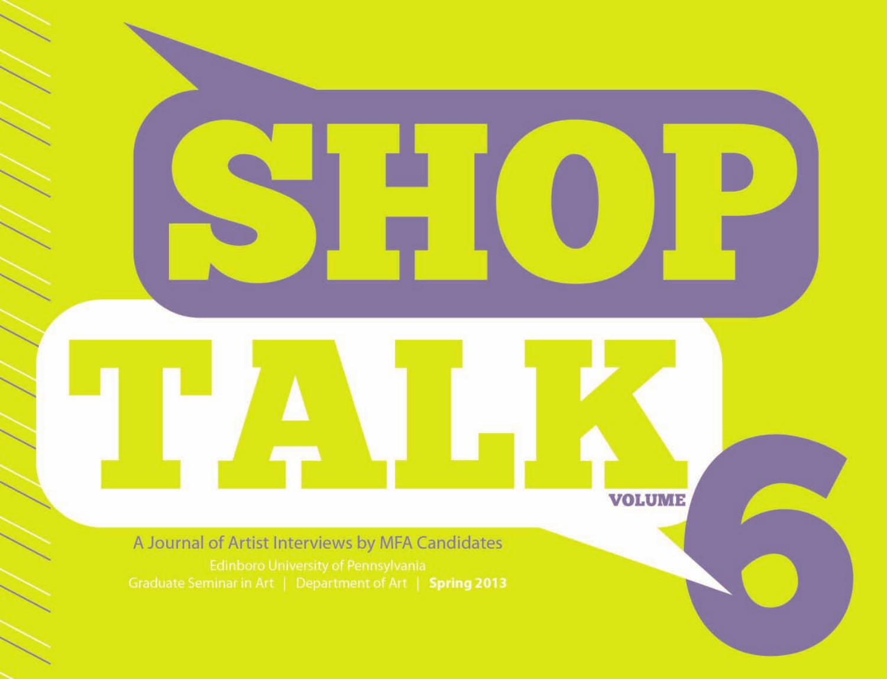# SHOP TALK

VOLUME 6

A Journal of Artist Interviews by MFA Candidates

Edinboro University of Pennsylvania

Graduate Seminar in Art | Department of Art | **Spring 2013**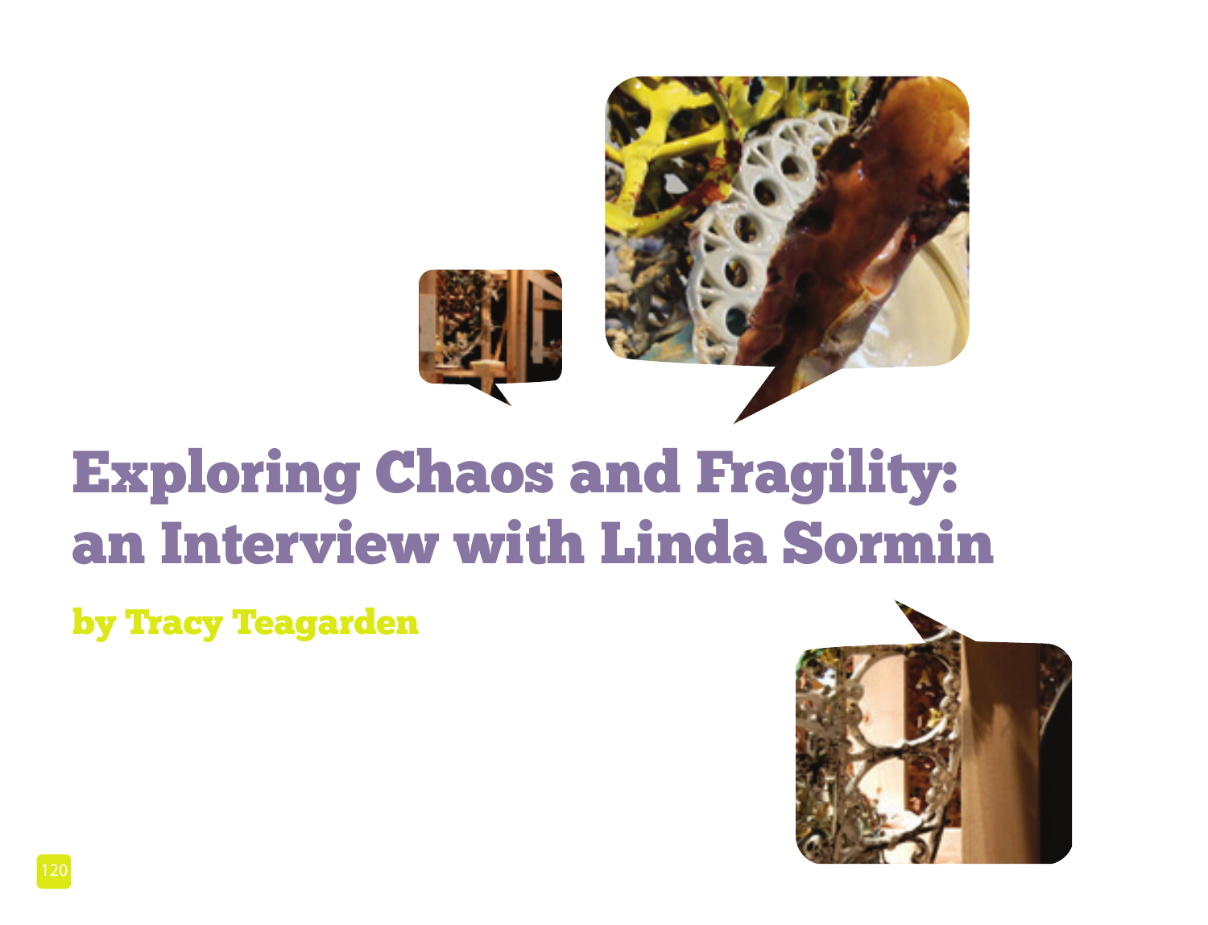# Exploring Chaos and Fragility: an Interview with Linda Sormin

## by Tracy Teagarden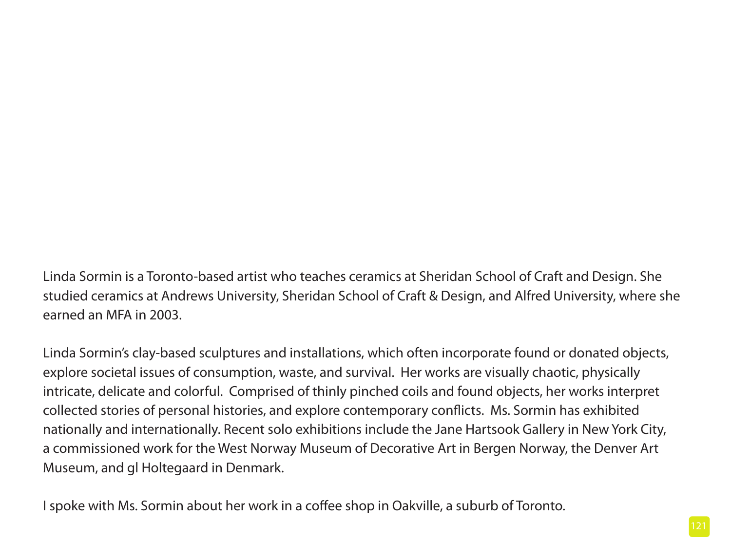Linda Sormin is a Toronto-based artist who teaches ceramics at Sheridan School of Craft and Design. She studied ceramics at Andrews University, Sheridan School of Craft & Design, and Alfred University, where she earned an MFA in 2003.

Linda Sormin's clay-based sculptures and installations, which often incorporate found or donated objects, explore societal issues of consumption, waste, and survival. Her works are visually chaotic, physically intricate, delicate and colorful. Comprised of thinly pinched coils and found objects, her works interpret collected stories of personal histories, and explore contemporary conflicts. Ms. Sormin has exhibited nationally and internationally. Recent solo exhibitions include the Jane Hartsook Gallery in New York City, a commissioned work for the West Norway Museum of Decorative Art in Bergen Norway, the Denver Art Museum, and gl Holtegaard in Denmark.

I spoke with Ms. Sormin about her work in a coffee shop in Oakville, a suburb of Toronto.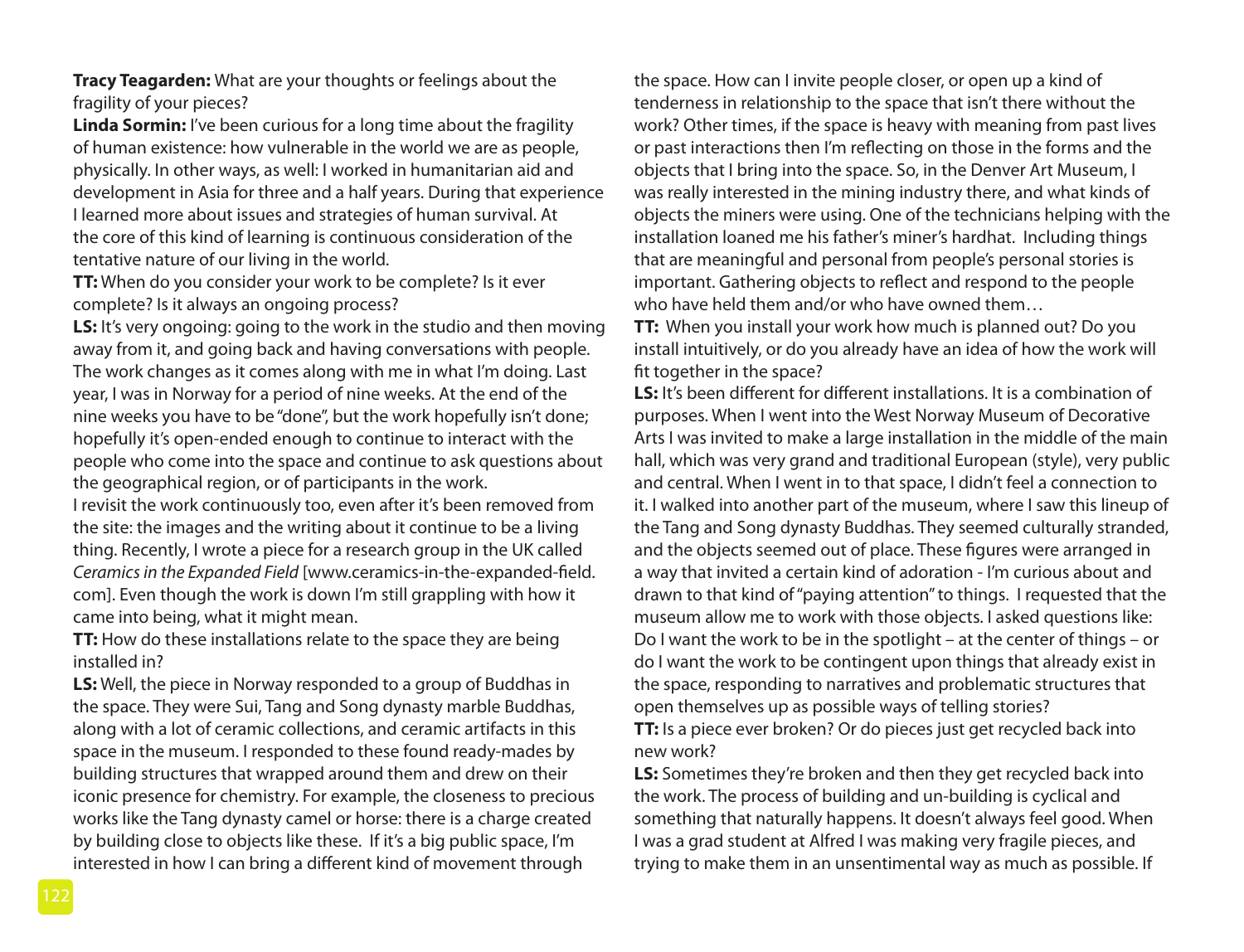**Tracy Teagarden:** What are your thoughts or feelings about the fragility of your pieces?

**Linda Sormin:** I've been curious for a long time about the fragility of human existence: how vulnerable in the world we are as people, physically. In other ways, as well: I worked in humanitarian aid and development in Asia for three and a half years. During that experience I learned more about issues and strategies of human survival. At the core of this kind of learning is continuous consideration of the tentative nature of our living in the world.

**TT:** When do you consider your work to be complete? Is it ever complete? Is it always an ongoing process?

**LS:** It's very ongoing: going to the work in the studio and then moving away from it, and going back and having conversations with people. The work changes as it comes along with me in what I'm doing. Last year, I was in Norway for a period of nine weeks. At the end of the nine weeks you have to be "done", but the work hopefully isn't done; hopefully it's open-ended enough to continue to interact with the people who come into the space and continue to ask questions about the geographical region, or of participants in the work.

I revisit the work continuously too, even after it's been removed from the site: the images and the writing about it continue to be a living thing. Recently, I wrote a piece for a research group in the UK called *Ceramics in the Expanded Field* [www.ceramics-in-the-expanded-field.com]. Even though the work is down I'm still grappling with how it came into being, what it might mean.

**TT:** How do these installations relate to the space they are being installed in?

**LS:** Well, the piece in Norway responded to a group of Buddhas in the space. They were Sui, Tang and Song dynasty marble Buddhas, along with a lot of ceramic collections, and ceramic artifacts in this space in the museum. I responded to these found ready-mades by building structures that wrapped around them and drew on their iconic presence for chemistry. For example, the closeness to precious works like the Tang dynasty camel or horse: there is a charge created by building close to objects like these. If it's a big public space, I'm interested in how I can bring a different kind of movement through the space. How can I invite people closer, or open up a kind of tenderness in relationship to the space that isn't there without the work? Other times, if the space is heavy with meaning from past lives or past interactions then I'm reflecting on those in the forms and the objects that I bring into the space. So, in the Denver Art Museum, I was really interested in the mining industry there, and what kinds of objects the miners were using. One of the technicians helping with the installation loaned me his father's miner's hardhat. Including things that are meaningful and personal from people's personal stories is important. Gathering objects to reflect and respond to the people who have held them and/or who have owned them…

**TT:** When you install your work how much is planned out? Do you install intuitively, or do you already have an idea of how the work will fit together in the space?

**LS:** It's been different for different installations. It is a combination of purposes. When I went into the West Norway Museum of Decorative Arts I was invited to make a large installation in the middle of the main hall, which was very grand and traditional European (style), very public and central. When I went in to that space, I didn't feel a connection to it. I walked into another part of the museum, where I saw this lineup of the Tang and Song dynasty Buddhas. They seemed culturally stranded, and the objects seemed out of place. These figures were arranged in a way that invited a certain kind of adoration - I'm curious about and drawn to that kind of "paying attention" to things. I requested that the museum allow me to work with those objects. I asked questions like: Do I want the work to be in the spotlight – at the center of things – or do I want the work to be contingent upon things that already exist in the space, responding to narratives and problematic structures that open themselves up as possible ways of telling stories?

**TT:** Is a piece ever broken? Or do pieces just get recycled back into new work?

**LS:** Sometimes they're broken and then they get recycled back into the work. The process of building and un-building is cyclical and something that naturally happens. It doesn't always feel good. When I was a grad student at Alfred I was making very fragile pieces, and trying to make them in an unsentimental way as much as possible. If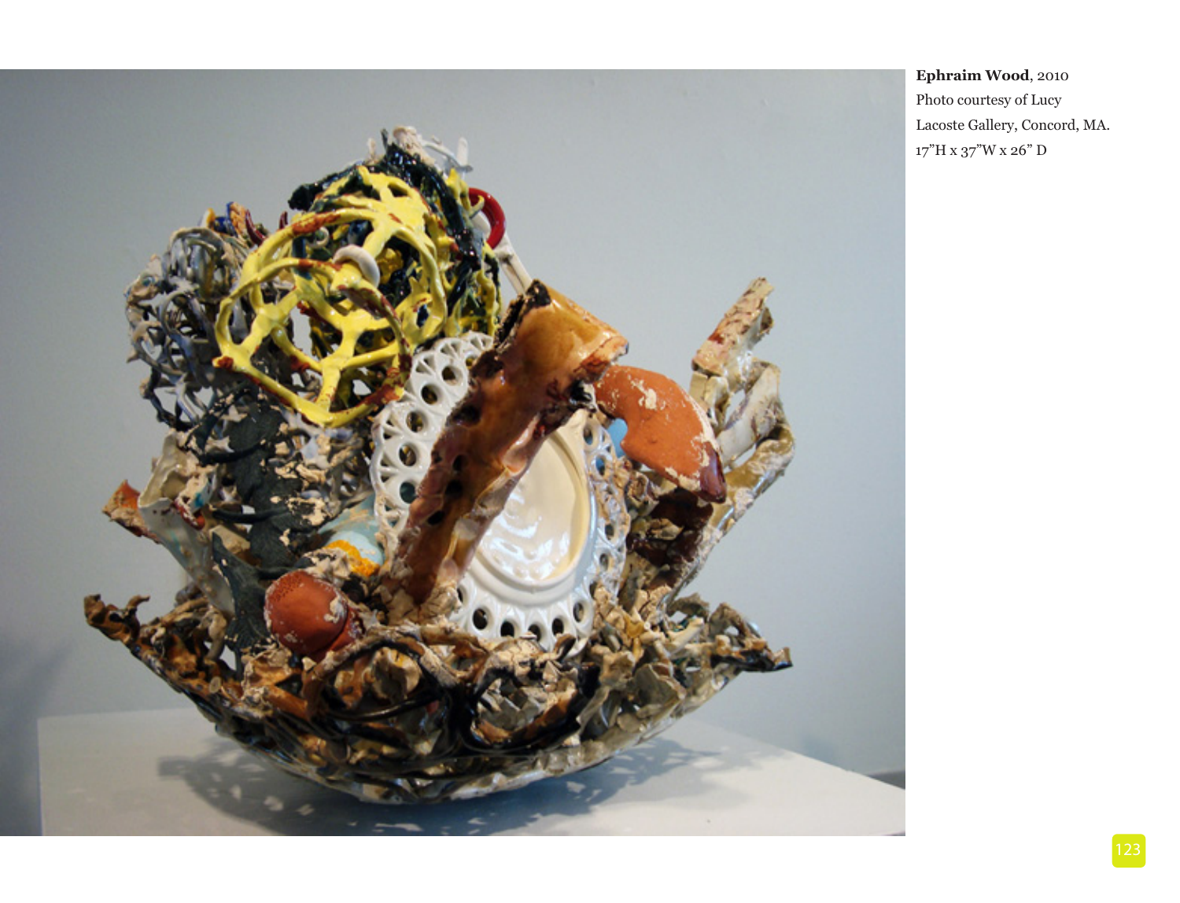**Ephraim Wood**, 2010
Photo courtesy of Lucy Lacoste Gallery, Concord, MA.
17"H x 37"W x 26" D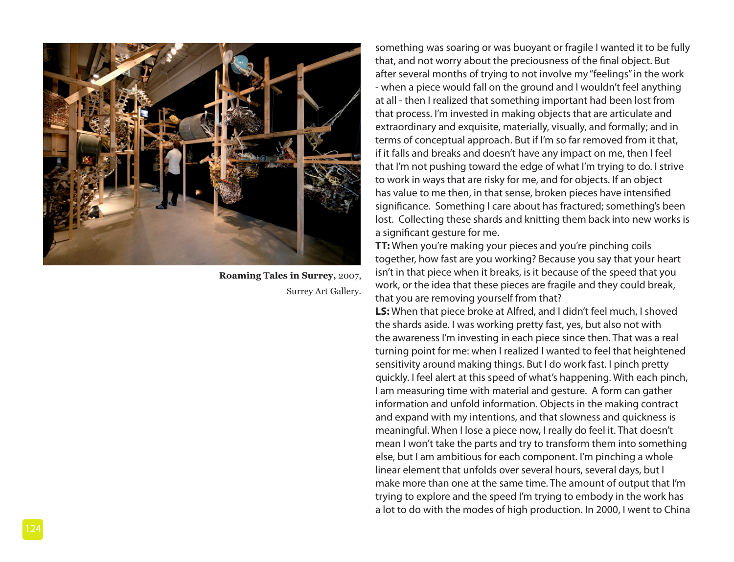**Roaming Tales in Surrey,** 2007, Surrey Art Gallery.

something was soaring or was buoyant or fragile I wanted it to be fully that, and not worry about the preciousness of the final object. But after several months of trying to not involve my "feelings" in the work - when a piece would fall on the ground and I wouldn't feel anything at all - then I realized that something important had been lost from that process. I'm invested in making objects that are articulate and extraordinary and exquisite, materially, visually, and formally; and in terms of conceptual approach. But if I'm so far removed from it that, if it falls and breaks and doesn't have any impact on me, then I feel that I'm not pushing toward the edge of what I'm trying to do. I strive to work in ways that are risky for me, and for objects. If an object has value to me then, in that sense, broken pieces have intensified significance. Something I care about has fractured; something's been lost. Collecting these shards and knitting them back into new works is a significant gesture for me.

**TT:** When you're making your pieces and you're pinching coils together, how fast are you working? Because you say that your heart isn't in that piece when it breaks, is it because of the speed that you work, or the idea that these pieces are fragile and they could break, that you are removing yourself from that?

**LS:** When that piece broke at Alfred, and I didn't feel much, I shoved the shards aside. I was working pretty fast, yes, but also not with the awareness I'm investing in each piece since then. That was a real turning point for me: when I realized I wanted to feel that heightened sensitivity around making things. But I do work fast. I pinch pretty quickly. I feel alert at this speed of what's happening. With each pinch, I am measuring time with material and gesture. A form can gather information and unfold information. Objects in the making contract and expand with my intentions, and that slowness and quickness is meaningful. When I lose a piece now, I really do feel it. That doesn't mean I won't take the parts and try to transform them into something else, but I am ambitious for each component. I'm pinching a whole linear element that unfolds over several hours, several days, but I make more than one at the same time. The amount of output that I'm trying to explore and the speed I'm trying to embody in the work has a lot to do with the modes of high production. In 2000, I went to China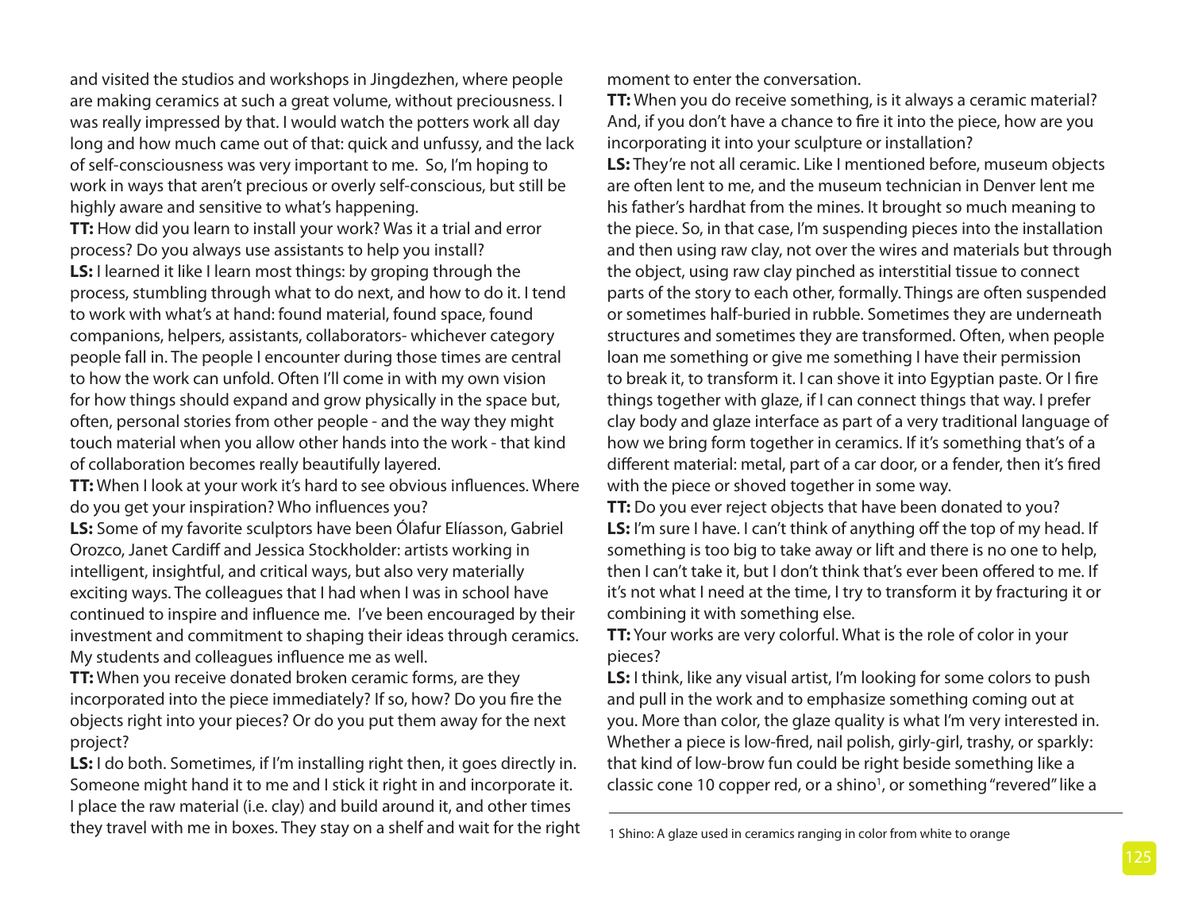and visited the studios and workshops in Jingdezhen, where people are making ceramics at such a great volume, without preciousness. I was really impressed by that. I would watch the potters work all day long and how much came out of that: quick and unfussy, and the lack of self-consciousness was very important to me. So, I'm hoping to work in ways that aren't precious or overly self-conscious, but still be highly aware and sensitive to what's happening.

**TT:** How did you learn to install your work? Was it a trial and error process? Do you always use assistants to help you install?

**LS:** I learned it like I learn most things: by groping through the process, stumbling through what to do next, and how to do it. I tend to work with what's at hand: found material, found space, found companions, helpers, assistants, collaborators- whichever category people fall in. The people I encounter during those times are central to how the work can unfold. Often I'll come in with my own vision for how things should expand and grow physically in the space but, often, personal stories from other people - and the way they might touch material when you allow other hands into the work - that kind of collaboration becomes really beautifully layered.

**TT:** When I look at your work it's hard to see obvious influences. Where do you get your inspiration? Who influences you?

**LS:** Some of my favorite sculptors have been Ólafur Elíasson, Gabriel Orozco, Janet Cardiff and Jessica Stockholder: artists working in intelligent, insightful, and critical ways, but also very materially exciting ways. The colleagues that I had when I was in school have continued to inspire and influence me. I've been encouraged by their investment and commitment to shaping their ideas through ceramics. My students and colleagues influence me as well.

**TT:** When you receive donated broken ceramic forms, are they incorporated into the piece immediately? If so, how? Do you fire the objects right into your pieces? Or do you put them away for the next project?

**LS:** I do both. Sometimes, if I'm installing right then, it goes directly in. Someone might hand it to me and I stick it right in and incorporate it. I place the raw material (i.e. clay) and build around it, and other times they travel with me in boxes. They stay on a shelf and wait for the right moment to enter the conversation.

**TT:** When you do receive something, is it always a ceramic material? And, if you don't have a chance to fire it into the piece, how are you incorporating it into your sculpture or installation?

**LS:** They're not all ceramic. Like I mentioned before, museum objects are often lent to me, and the museum technician in Denver lent me his father's hardhat from the mines. It brought so much meaning to the piece. So, in that case, I'm suspending pieces into the installation and then using raw clay, not over the wires and materials but through the object, using raw clay pinched as interstitial tissue to connect parts of the story to each other, formally. Things are often suspended or sometimes half-buried in rubble. Sometimes they are underneath structures and sometimes they are transformed. Often, when people loan me something or give me something I have their permission to break it, to transform it. I can shove it into Egyptian paste. Or I fire things together with glaze, if I can connect things that way. I prefer clay body and glaze interface as part of a very traditional language of how we bring form together in ceramics. If it's something that's of a different material: metal, part of a car door, or a fender, then it's fired with the piece or shoved together in some way.

**TT:** Do you ever reject objects that have been donated to you?

**LS:** I'm sure I have. I can't think of anything off the top of my head. If something is too big to take away or lift and there is no one to help, then I can't take it, but I don't think that's ever been offered to me. If it's not what I need at the time, I try to transform it by fracturing it or combining it with something else.

**TT:** Your works are very colorful. What is the role of color in your pieces?

**LS:** I think, like any visual artist, I'm looking for some colors to push and pull in the work and to emphasize something coming out at you. More than color, the glaze quality is what I'm very interested in. Whether a piece is low-fired, nail polish, girly-girl, trashy, or sparkly: that kind of low-brow fun could be right beside something like a classic cone 10 copper red, or a shino[1], or something "revered" like a

---

[1] Shino: A glaze used in ceramics ranging in color from white to orange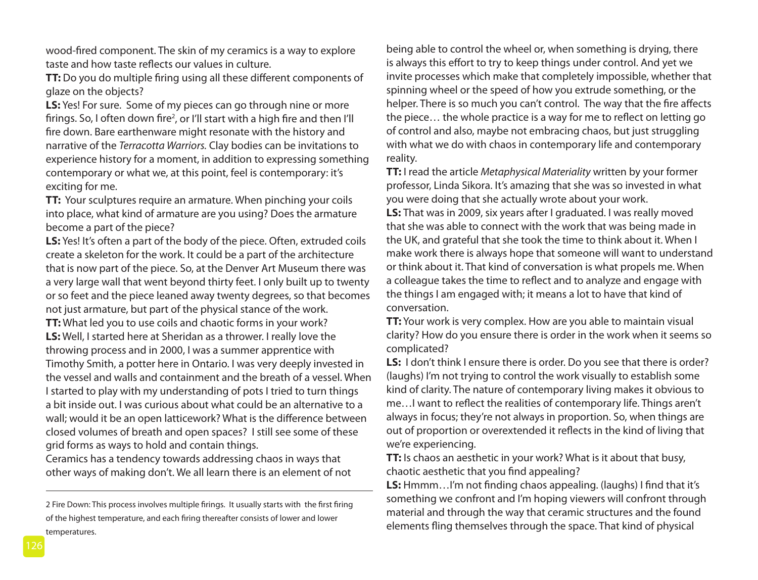wood-fired component. The skin of my ceramics is a way to explore taste and how taste reflects our values in culture.

**TT:** Do you do multiple firing using all these different components of glaze on the objects?

**LS:** Yes! For sure. Some of my pieces can go through nine or more firings. So, I often down fire[2], or I'll start with a high fire and then I'll fire down. Bare earthenware might resonate with the history and narrative of the *Terracotta Warriors.* Clay bodies can be invitations to experience history for a moment, in addition to expressing something contemporary or what we, at this point, feel is contemporary: it's exciting for me.

**TT:** Your sculptures require an armature. When pinching your coils into place, what kind of armature are you using? Does the armature become a part of the piece?

**LS:** Yes! It's often a part of the body of the piece. Often, extruded coils create a skeleton for the work. It could be a part of the architecture that is now part of the piece. So, at the Denver Art Museum there was a very large wall that went beyond thirty feet. I only built up to twenty or so feet and the piece leaned away twenty degrees, so that becomes not just armature, but part of the physical stance of the work.

**TT:** What led you to use coils and chaotic forms in your work?

**LS:** Well, I started here at Sheridan as a thrower. I really love the throwing process and in 2000, I was a summer apprentice with Timothy Smith, a potter here in Ontario. I was very deeply invested in the vessel and walls and containment and the breath of a vessel. When I started to play with my understanding of pots I tried to turn things a bit inside out. I was curious about what could be an alternative to a wall; would it be an open latticework? What is the difference between closed volumes of breath and open spaces? I still see some of these grid forms as ways to hold and contain things.

Ceramics has a tendency towards addressing chaos in ways that other ways of making don't. We all learn there is an element of not being able to control the wheel or, when something is drying, there is always this effort to try to keep things under control. And yet we invite processes which make that completely impossible, whether that spinning wheel or the speed of how you extrude something, or the helper. There is so much you can't control. The way that the fire affects the piece… the whole practice is a way for me to reflect on letting go of control and also, maybe not embracing chaos, but just struggling with what we do with chaos in contemporary life and contemporary reality.

**TT:** I read the article *Metaphysical Materiality* written by your former professor, Linda Sikora. It's amazing that she was so invested in what you were doing that she actually wrote about your work.

**LS:** That was in 2009, six years after I graduated. I was really moved that she was able to connect with the work that was being made in the UK, and grateful that she took the time to think about it. When I make work there is always hope that someone will want to understand or think about it. That kind of conversation is what propels me. When a colleague takes the time to reflect and to analyze and engage with the things I am engaged with; it means a lot to have that kind of conversation.

**TT:** Your work is very complex. How are you able to maintain visual clarity? How do you ensure there is order in the work when it seems so complicated?

**LS:** I don't think I ensure there is order. Do you see that there is order? (laughs) I'm not trying to control the work visually to establish some kind of clarity. The nature of contemporary living makes it obvious to me…I want to reflect the realities of contemporary life. Things aren't always in focus; they're not always in proportion. So, when things are out of proportion or overextended it reflects in the kind of living that we're experiencing.

**TT:** Is chaos an aesthetic in your work? What is it about that busy, chaotic aesthetic that you find appealing?

**LS:** Hmmm…I'm not finding chaos appealing. (laughs) I find that it's something we confront and I'm hoping viewers will confront through material and through the way that ceramic structures and the found elements fling themselves through the space. That kind of physical

---

2 Fire Down: This process involves multiple firings. It usually starts with the first firing of the highest temperature, and each firing thereafter consists of lower and lower temperatures.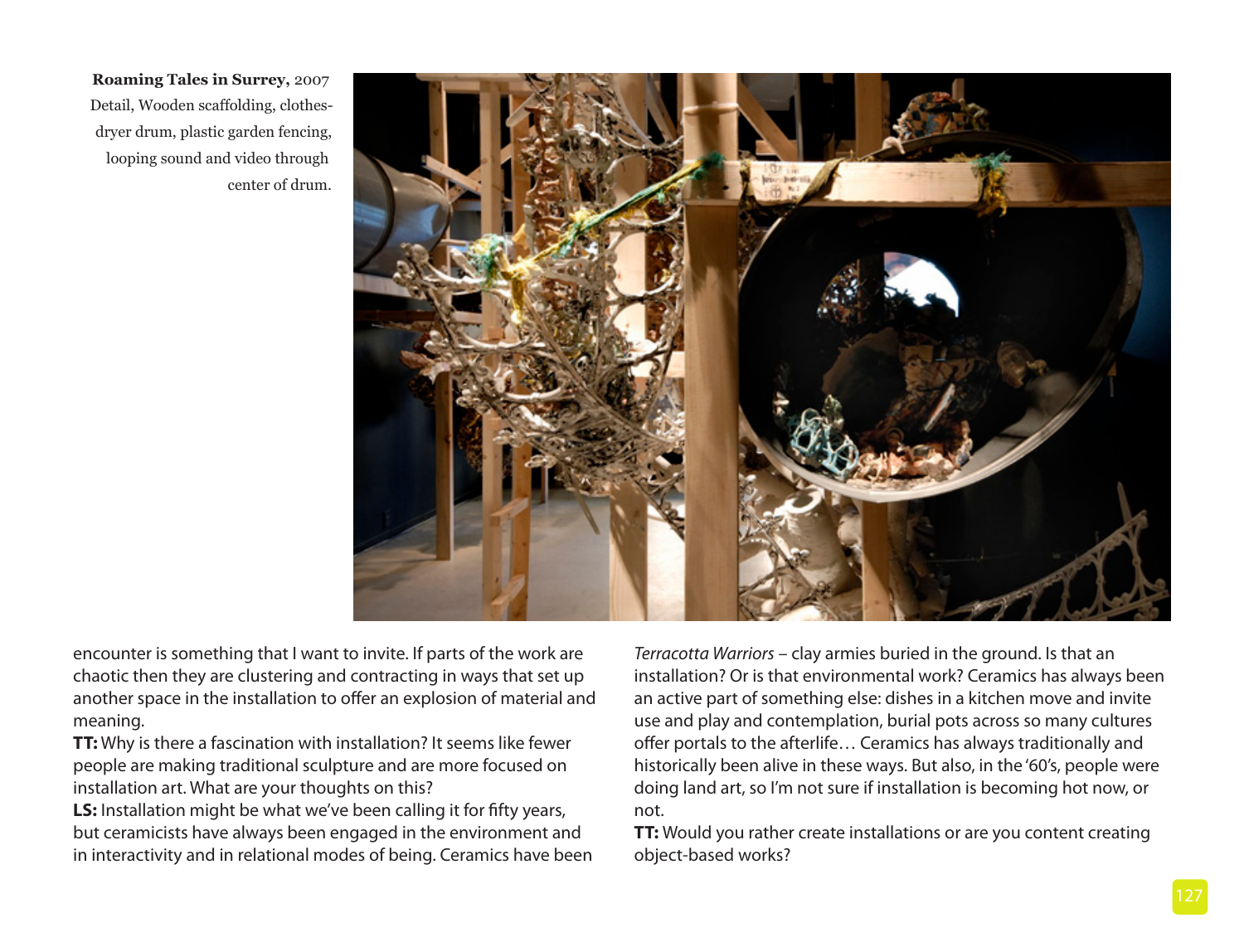**Roaming Tales in Surrey,** 2007
Detail, Wooden scaffolding, clothes-dryer drum, plastic garden fencing, looping sound and video through center of drum.

encounter is something that I want to invite. If parts of the work are chaotic then they are clustering and contracting in ways that set up another space in the installation to offer an explosion of material and meaning.

**TT:** Why is there a fascination with installation? It seems like fewer people are making traditional sculpture and are more focused on installation art. What are your thoughts on this?

**LS:** Installation might be what we've been calling it for fifty years, but ceramicists have always been engaged in the environment and in interactivity and in relational modes of being. Ceramics have been *Terracotta Warriors* – clay armies buried in the ground. Is that an installation? Or is that environmental work? Ceramics has always been an active part of something else: dishes in a kitchen move and invite use and play and contemplation, burial pots across so many cultures offer portals to the afterlife… Ceramics has always traditionally and historically been alive in these ways. But also, in the '60's, people were doing land art, so I'm not sure if installation is becoming hot now, or not.

**TT:** Would you rather create installations or are you content creating object-based works?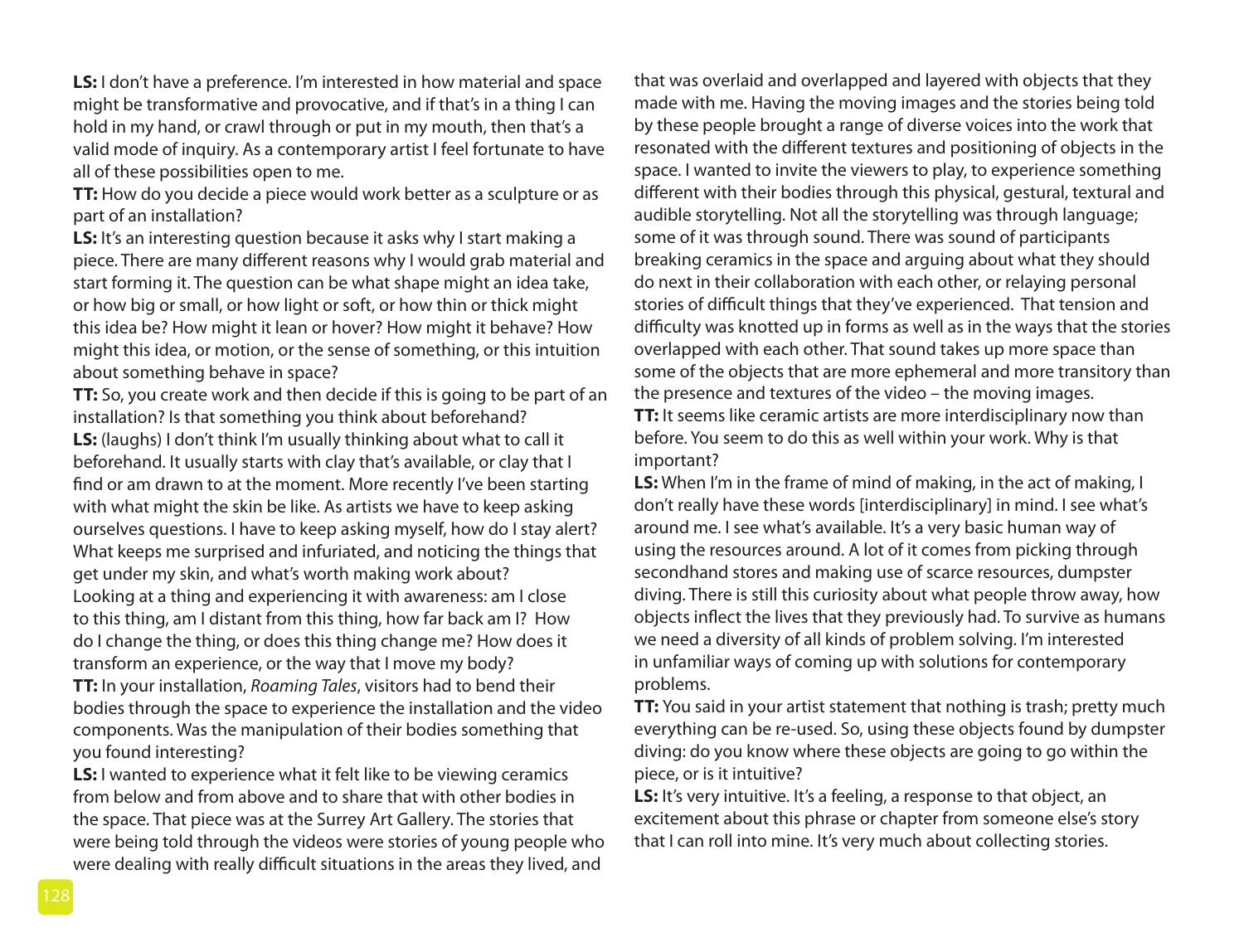**LS:** I don't have a preference. I'm interested in how material and space might be transformative and provocative, and if that's in a thing I can hold in my hand, or crawl through or put in my mouth, then that's a valid mode of inquiry. As a contemporary artist I feel fortunate to have all of these possibilities open to me.

**TT:** How do you decide a piece would work better as a sculpture or as part of an installation?

**LS:** It's an interesting question because it asks why I start making a piece. There are many different reasons why I would grab material and start forming it. The question can be what shape might an idea take, or how big or small, or how light or soft, or how thin or thick might this idea be? How might it lean or hover? How might it behave? How might this idea, or motion, or the sense of something, or this intuition about something behave in space?

**TT:** So, you create work and then decide if this is going to be part of an installation? Is that something you think about beforehand?

**LS:** (laughs) I don't think I'm usually thinking about what to call it beforehand. It usually starts with clay that's available, or clay that I find or am drawn to at the moment. More recently I've been starting with what might the skin be like. As artists we have to keep asking ourselves questions. I have to keep asking myself, how do I stay alert? What keeps me surprised and infuriated, and noticing the things that get under my skin, and what's worth making work about?
Looking at a thing and experiencing it with awareness: am I close to this thing, am I distant from this thing, how far back am I? How do I change the thing, or does this thing change me? How does it transform an experience, or the way that I move my body?

**TT:** In your installation, *Roaming Tales*, visitors had to bend their bodies through the space to experience the installation and the video components. Was the manipulation of their bodies something that you found interesting?

**LS:** I wanted to experience what it felt like to be viewing ceramics from below and from above and to share that with other bodies in the space. That piece was at the Surrey Art Gallery. The stories that were being told through the videos were stories of young people who were dealing with really difficult situations in the areas they lived, and that was overlaid and overlapped and layered with objects that they made with me. Having the moving images and the stories being told by these people brought a range of diverse voices into the work that resonated with the different textures and positioning of objects in the space. I wanted to invite the viewers to play, to experience something different with their bodies through this physical, gestural, textural and audible storytelling. Not all the storytelling was through language; some of it was through sound. There was sound of participants breaking ceramics in the space and arguing about what they should do next in their collaboration with each other, or relaying personal stories of difficult things that they've experienced. That tension and difficulty was knotted up in forms as well as in the ways that the stories overlapped with each other. That sound takes up more space than some of the objects that are more ephemeral and more transitory than the presence and textures of the video – the moving images.

**TT:** It seems like ceramic artists are more interdisciplinary now than before. You seem to do this as well within your work. Why is that important?

**LS:** When I'm in the frame of mind of making, in the act of making, I don't really have these words [interdisciplinary] in mind. I see what's around me. I see what's available. It's a very basic human way of using the resources around. A lot of it comes from picking through secondhand stores and making use of scarce resources, dumpster diving. There is still this curiosity about what people throw away, how objects inflect the lives that they previously had. To survive as humans we need a diversity of all kinds of problem solving. I'm interested in unfamiliar ways of coming up with solutions for contemporary problems.

**TT:** You said in your artist statement that nothing is trash; pretty much everything can be re-used. So, using these objects found by dumpster diving: do you know where these objects are going to go within the piece, or is it intuitive?

**LS:** It's very intuitive. It's a feeling, a response to that object, an excitement about this phrase or chapter from someone else's story that I can roll into mine. It's very much about collecting stories.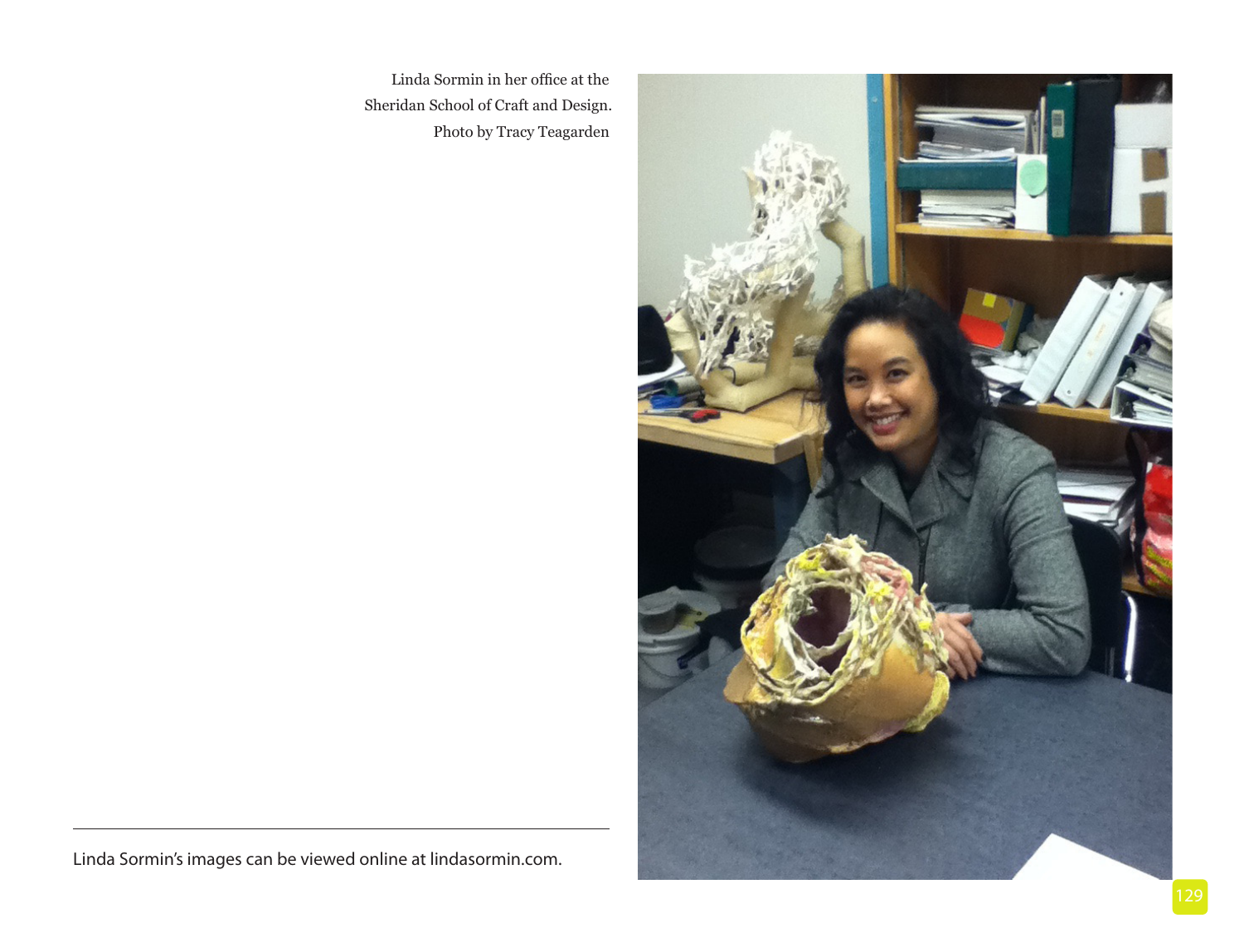Linda Sormin in her office at the Sheridan School of Craft and Design. Photo by Tracy Teagarden

Linda Sormin's images can be viewed online at lindasormin.com.